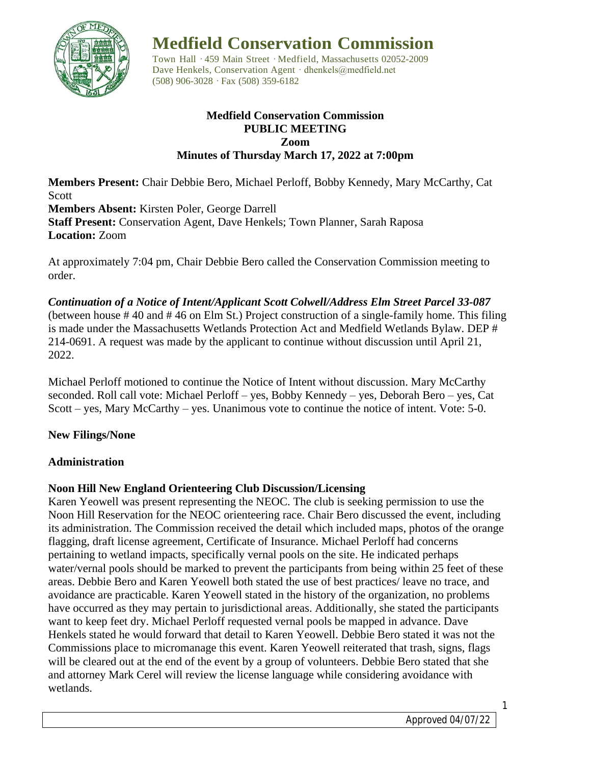# Medfield Conservation Commission

Town Hall · 459 Main Street · Medfield, Massachusetts 02052-2009
Dave Henkels, Conservation Agent · dhenkels@medfield.net
(508) 906-3028 · Fax (508) 359-6182

**Medfield Conservation Commission**
**PUBLIC MEETING**
**Zoom**
**Minutes of Thursday March 17, 2022 at 7:00pm**

**Members Present:** Chair Debbie Bero, Michael Perloff, Bobby Kennedy, Mary McCarthy, Cat Scott
**Members Absent:** Kirsten Poler, George Darrell
**Staff Present:** Conservation Agent, Dave Henkels; Town Planner, Sarah Raposa
**Location:** Zoom

At approximately 7:04 pm, Chair Debbie Bero called the Conservation Commission meeting to order.

***Continuation of a Notice of Intent/Applicant Scott Colwell/Address Elm Street Parcel 33-087*** (between house # 40 and # 46 on Elm St.) Project construction of a single-family home. This filing is made under the Massachusetts Wetlands Protection Act and Medfield Wetlands Bylaw. DEP # 214-0691. A request was made by the applicant to continue without discussion until April 21, 2022.

Michael Perloff motioned to continue the Notice of Intent without discussion. Mary McCarthy seconded. Roll call vote: Michael Perloff – yes, Bobby Kennedy – yes, Deborah Bero – yes, Cat Scott – yes, Mary McCarthy – yes. Unanimous vote to continue the notice of intent. Vote: 5-0.

**New Filings/None**

**Administration**

**Noon Hill New England Orienteering Club Discussion/Licensing**

Karen Yeowell was present representing the NEOC. The club is seeking permission to use the Noon Hill Reservation for the NEOC orienteering race. Chair Bero discussed the event, including its administration. The Commission received the detail which included maps, photos of the orange flagging, draft license agreement, Certificate of Insurance. Michael Perloff had concerns pertaining to wetland impacts, specifically vernal pools on the site. He indicated perhaps water/vernal pools should be marked to prevent the participants from being within 25 feet of these areas. Debbie Bero and Karen Yeowell both stated the use of best practices/ leave no trace, and avoidance are practicable. Karen Yeowell stated in the history of the organization, no problems have occurred as they may pertain to jurisdictional areas. Additionally, she stated the participants want to keep feet dry. Michael Perloff requested vernal pools be mapped in advance. Dave Henkels stated he would forward that detail to Karen Yeowell. Debbie Bero stated it was not the Commissions place to micromanage this event. Karen Yeowell reiterated that trash, signs, flags will be cleared out at the end of the event by a group of volunteers. Debbie Bero stated that she and attorney Mark Cerel will review the license language while considering avoidance with wetlands.

Approved 04/07/22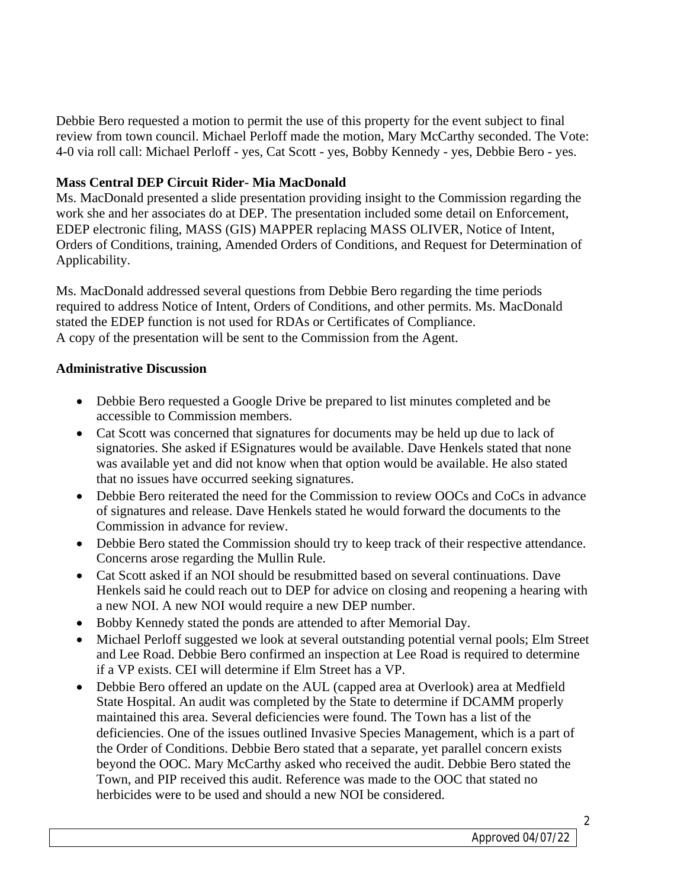Debbie Bero requested a motion to permit the use of this property for the event subject to final review from town council. Michael Perloff made the motion, Mary McCarthy seconded. The Vote: 4-0 via roll call: Michael Perloff - yes, Cat Scott - yes, Bobby Kennedy - yes, Debbie Bero - yes.

**Mass Central DEP Circuit Rider- Mia MacDonald**

Ms. MacDonald presented a slide presentation providing insight to the Commission regarding the work she and her associates do at DEP. The presentation included some detail on Enforcement, EDEP electronic filing, MASS (GIS) MAPPER replacing MASS OLIVER, Notice of Intent, Orders of Conditions, training, Amended Orders of Conditions, and Request for Determination of Applicability.

Ms. MacDonald addressed several questions from Debbie Bero regarding the time periods required to address Notice of Intent, Orders of Conditions, and other permits. Ms. MacDonald stated the EDEP function is not used for RDAs or Certificates of Compliance.
A copy of the presentation will be sent to the Commission from the Agent.

**Administrative Discussion**

- Debbie Bero requested a Google Drive be prepared to list minutes completed and be accessible to Commission members.
- Cat Scott was concerned that signatures for documents may be held up due to lack of signatories. She asked if ESignatures would be available. Dave Henkels stated that none was available yet and did not know when that option would be available. He also stated that no issues have occurred seeking signatures.
- Debbie Bero reiterated the need for the Commission to review OOCs and CoCs in advance of signatures and release. Dave Henkels stated he would forward the documents to the Commission in advance for review.
- Debbie Bero stated the Commission should try to keep track of their respective attendance. Concerns arose regarding the Mullin Rule.
- Cat Scott asked if an NOI should be resubmitted based on several continuations. Dave Henkels said he could reach out to DEP for advice on closing and reopening a hearing with a new NOI. A new NOI would require a new DEP number.
- Bobby Kennedy stated the ponds are attended to after Memorial Day.
- Michael Perloff suggested we look at several outstanding potential vernal pools; Elm Street and Lee Road. Debbie Bero confirmed an inspection at Lee Road is required to determine if a VP exists. CEI will determine if Elm Street has a VP.
- Debbie Bero offered an update on the AUL (capped area at Overlook) area at Medfield State Hospital. An audit was completed by the State to determine if DCAMM properly maintained this area. Several deficiencies were found. The Town has a list of the deficiencies. One of the issues outlined Invasive Species Management, which is a part of the Order of Conditions. Debbie Bero stated that a separate, yet parallel concern exists beyond the OOC. Mary McCarthy asked who received the audit. Debbie Bero stated the Town, and PIP received this audit. Reference was made to the OOC that stated no herbicides were to be used and should a new NOI be considered.

Approved 04/07/22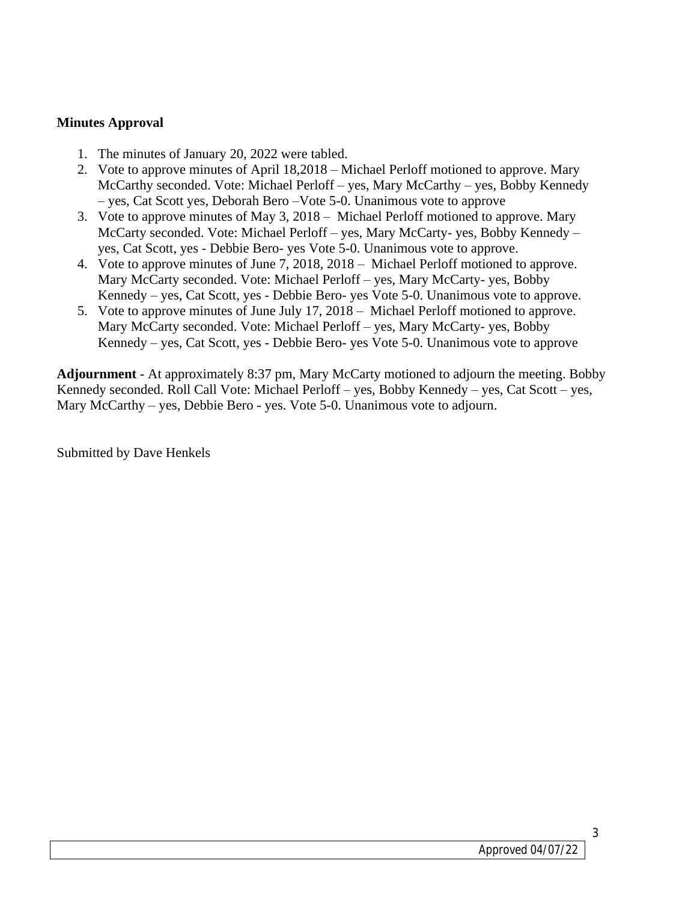**Minutes Approval**

1. The minutes of January 20, 2022 were tabled.
2. Vote to approve minutes of April 18,2018 – Michael Perloff motioned to approve. Mary McCarthy seconded. Vote: Michael Perloff – yes, Mary McCarthy – yes, Bobby Kennedy – yes, Cat Scott yes, Deborah Bero –Vote 5-0. Unanimous vote to approve
3. Vote to approve minutes of May 3, 2018 – Michael Perloff motioned to approve. Mary McCarty seconded. Vote: Michael Perloff – yes, Mary McCarty- yes, Bobby Kennedy – yes, Cat Scott, yes - Debbie Bero- yes Vote 5-0. Unanimous vote to approve.
4. Vote to approve minutes of June 7, 2018, 2018 – Michael Perloff motioned to approve. Mary McCarty seconded. Vote: Michael Perloff – yes, Mary McCarty- yes, Bobby Kennedy – yes, Cat Scott, yes - Debbie Bero- yes Vote 5-0. Unanimous vote to approve.
5. Vote to approve minutes of June July 17, 2018 – Michael Perloff motioned to approve. Mary McCarty seconded. Vote: Michael Perloff – yes, Mary McCarty- yes, Bobby Kennedy – yes, Cat Scott, yes - Debbie Bero- yes Vote 5-0. Unanimous vote to approve

**Adjournment -** At approximately 8:37 pm, Mary McCarty motioned to adjourn the meeting. Bobby Kennedy seconded. Roll Call Vote: Michael Perloff – yes, Bobby Kennedy – yes, Cat Scott – yes, Mary McCarthy – yes, Debbie Bero - yes. Vote 5-0. Unanimous vote to adjourn.

Submitted by Dave Henkels

Approved 04/07/22